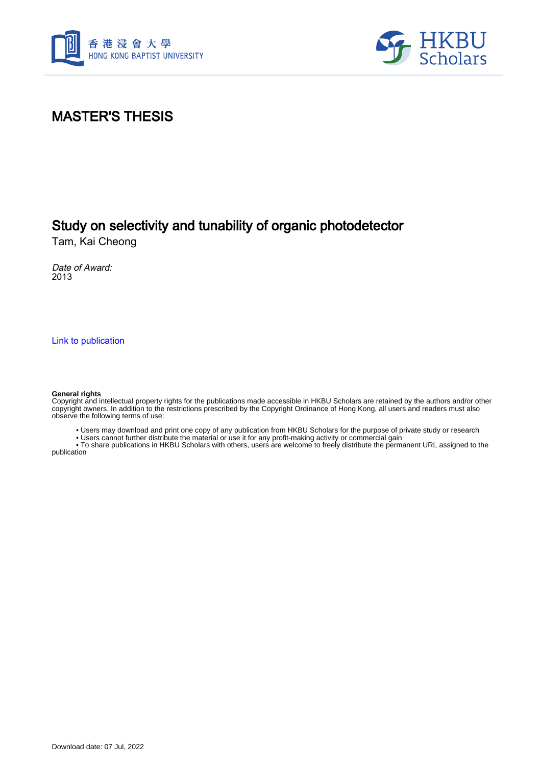香港浸會大學
HONG KONG BAPTIST UNIVERSITY

HKBU Scholars

# MASTER'S THESIS

## Study on selectivity and tunability of organic photodetector

Tam, Kai Cheong

*Date of Award:*
2013

Link to publication

**General rights**
Copyright and intellectual property rights for the publications made accessible in HKBU Scholars are retained by the authors and/or other copyright owners. In addition to the restrictions prescribed by the Copyright Ordinance of Hong Kong, all users and readers must also observe the following terms of use:

- Users may download and print one copy of any publication from HKBU Scholars for the purpose of private study or research
- Users cannot further distribute the material or use it for any profit-making activity or commercial gain
- To share publications in HKBU Scholars with others, users are welcome to freely distribute the permanent URL assigned to the publication

Download date: 07 Jul, 2022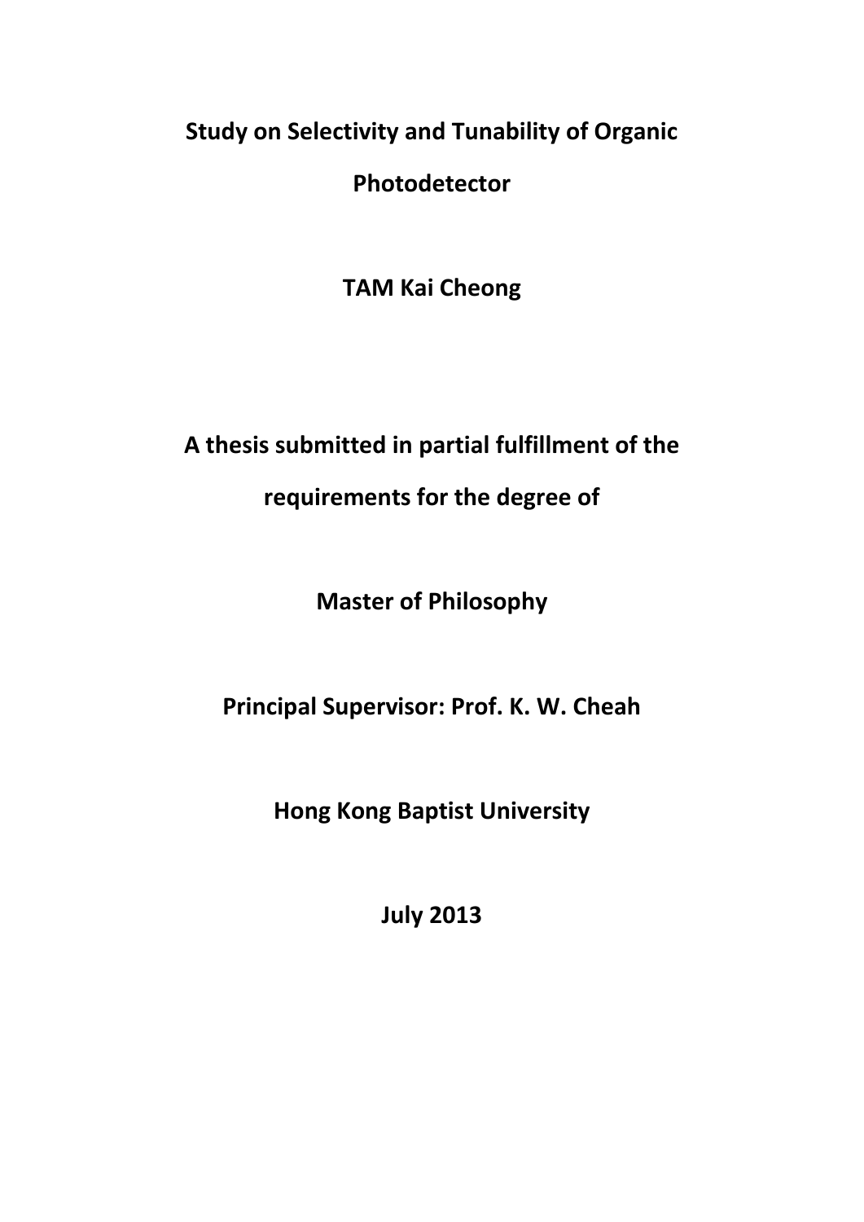# Study on Selectivity and Tunability of Organic Photodetector

**TAM Kai Cheong**

**A thesis submitted in partial fulfillment of the requirements for the degree of**

**Master of Philosophy**

**Principal Supervisor: Prof. K. W. Cheah**

**Hong Kong Baptist University**

**July 2013**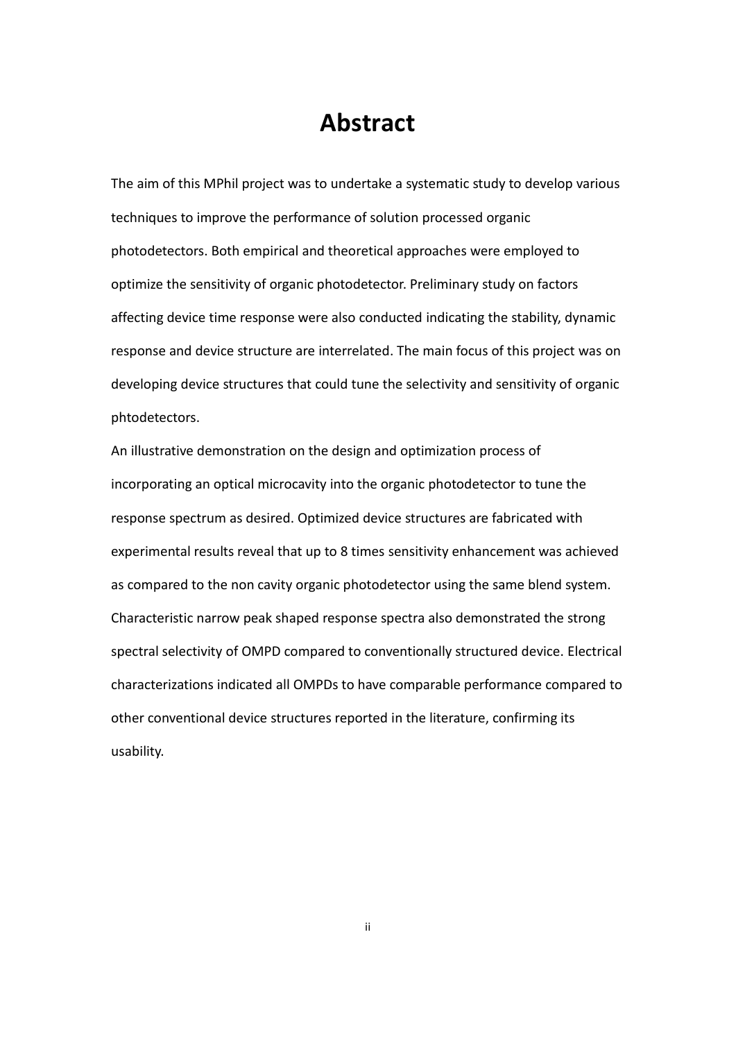# Abstract

The aim of this MPhil project was to undertake a systematic study to develop various techniques to improve the performance of solution processed organic photodetectors. Both empirical and theoretical approaches were employed to optimize the sensitivity of organic photodetector. Preliminary study on factors affecting device time response were also conducted indicating the stability, dynamic response and device structure are interrelated. The main focus of this project was on developing device structures that could tune the selectivity and sensitivity of organic phtodetectors.

An illustrative demonstration on the design and optimization process of incorporating an optical microcavity into the organic photodetector to tune the response spectrum as desired. Optimized device structures are fabricated with experimental results reveal that up to 8 times sensitivity enhancement was achieved as compared to the non cavity organic photodetector using the same blend system. Characteristic narrow peak shaped response spectra also demonstrated the strong spectral selectivity of OMPD compared to conventionally structured device. Electrical characterizations indicated all OMPDs to have comparable performance compared to other conventional device structures reported in the literature, confirming its usability.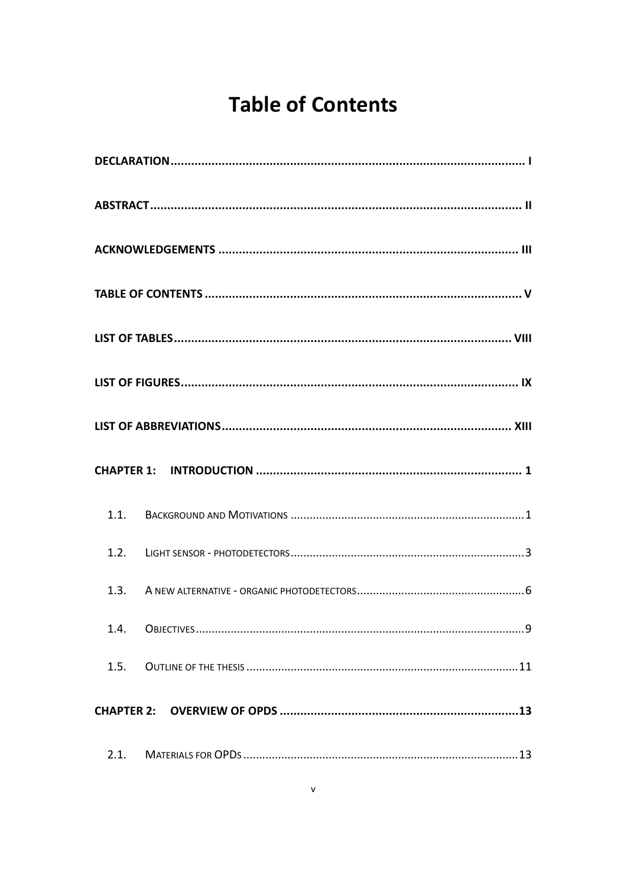# Table of Contents

**DECLARATION** .......... **I**

**ABSTRACT** .......... **II**

**ACKNOWLEDGEMENTS** .......... **III**

**TABLE OF CONTENTS** .......... **V**

**LIST OF TABLES** .......... **VIII**

**LIST OF FIGURES** .......... **IX**

**LIST OF ABBREVIATIONS** .......... **XIII**

**CHAPTER 1: INTRODUCTION** .......... **1**

1.1. BACKGROUND AND MOTIVATIONS .......... 1

1.2. LIGHT SENSOR - PHOTODETECTORS .......... 3

1.3. A NEW ALTERNATIVE - ORGANIC PHOTODETECTORS .......... 6

1.4. OBJECTIVES .......... 9

1.5. OUTLINE OF THE THESIS .......... 11

**CHAPTER 2: OVERVIEW OF OPDS** .......... **13**

2.1. MATERIALS FOR OPDS .......... 13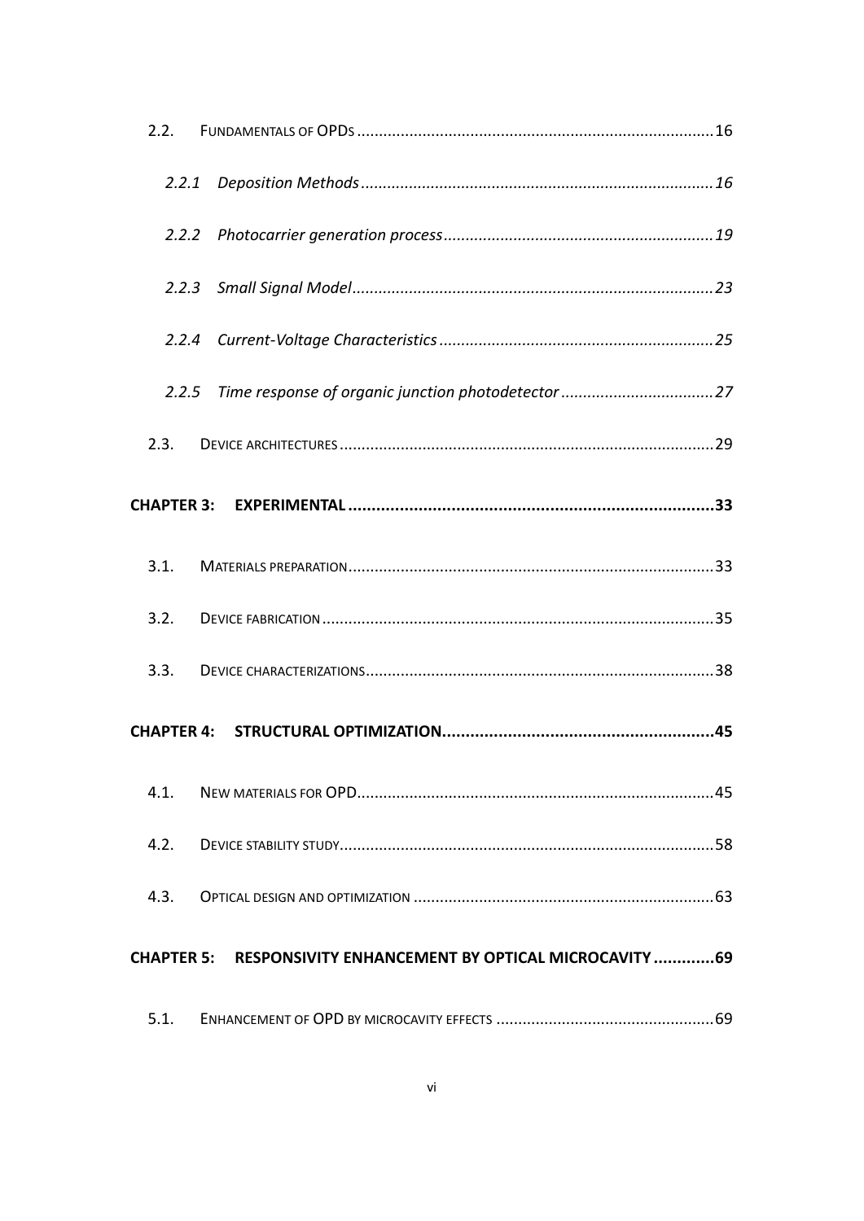2.2. FUNDAMENTALS OF OPDS ..... 16

*2.2.1 Deposition Methods ..... 16*

*2.2.2 Photocarrier generation process ..... 19*

*2.2.3 Small Signal Model ..... 23*

*2.2.4 Current-Voltage Characteristics ..... 25*

*2.2.5 Time response of organic junction photodetector ..... 27*

2.3. DEVICE ARCHITECTURES ..... 29

**CHAPTER 3: EXPERIMENTAL ..... 33**

3.1. MATERIALS PREPARATION ..... 33

3.2. DEVICE FABRICATION ..... 35

3.3. DEVICE CHARACTERIZATIONS ..... 38

**CHAPTER 4: STRUCTURAL OPTIMIZATION ..... 45**

4.1. NEW MATERIALS FOR OPD ..... 45

4.2. DEVICE STABILITY STUDY ..... 58

4.3. OPTICAL DESIGN AND OPTIMIZATION ..... 63

**CHAPTER 5: RESPONSIVITY ENHANCEMENT BY OPTICAL MICROCAVITY ..... 69**

5.1. ENHANCEMENT OF OPD BY MICROCAVITY EFFECTS ..... 69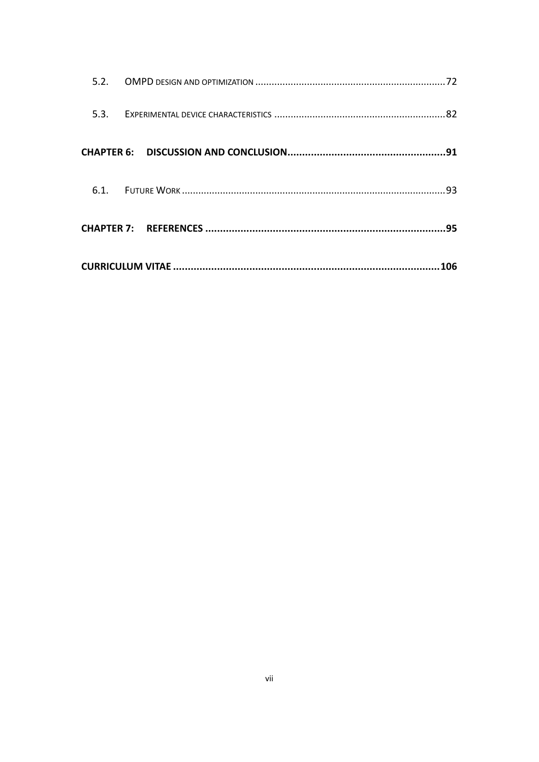5.2. OMPD DESIGN AND OPTIMIZATION ....................................................................72

5.3. EXPERIMENTAL DEVICE CHARACTERISTICS ..............................................................82

**CHAPTER 6: DISCUSSION AND CONCLUSION......................................................91**

6.1. FUTURE WORK ...............................................................................................93

**CHAPTER 7: REFERENCES .................................................................................95**

**CURRICULUM VITAE ..........................................................................................106**